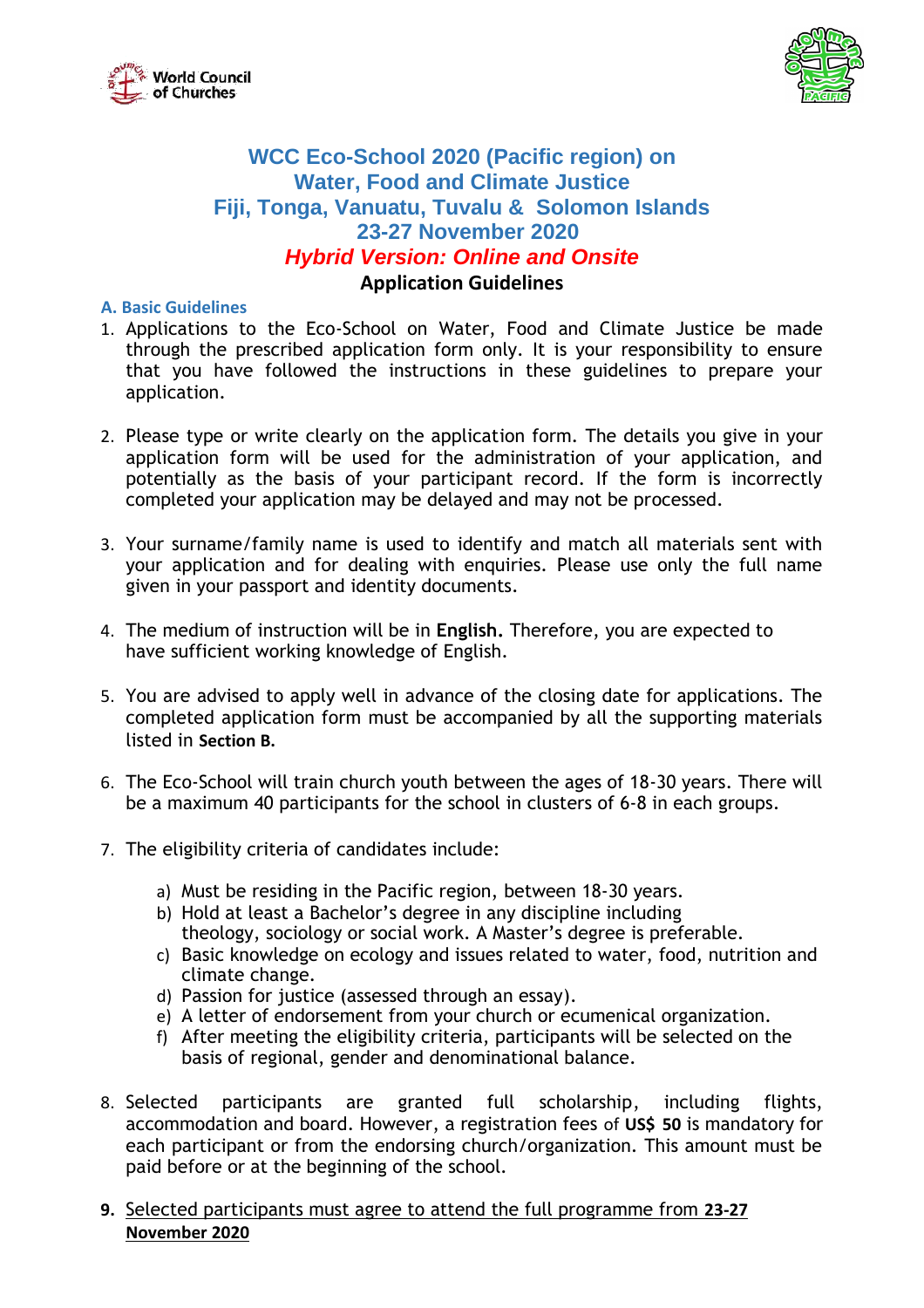# WCC Eco-School 2020 (Pacific region) on Water, Food and Climate Justice
## Fiji, Tonga, Vanuatu, Tuvalu & Solomon Islands
## 23-27 November 2020
## *Hybrid Version: Online and Onsite*

### Application Guidelines

#### A. Basic Guidelines

1. Applications to the Eco-School on Water, Food and Climate Justice be made through the prescribed application form only. It is your responsibility to ensure that you have followed the instructions in these guidelines to prepare your application.

2. Please type or write clearly on the application form. The details you give in your application form will be used for the administration of your application, and potentially as the basis of your participant record. If the form is incorrectly completed your application may be delayed and may not be processed.

3. Your surname/family name is used to identify and match all materials sent with your application and for dealing with enquiries. Please use only the full name given in your passport and identity documents.

4. The medium of instruction will be in **English.** Therefore, you are expected to have sufficient working knowledge of English.

5. You are advised to apply well in advance of the closing date for applications. The completed application form must be accompanied by all the supporting materials listed in **Section B.**

6. The Eco-School will train church youth between the ages of 18-30 years. There will be a maximum 40 participants for the school in clusters of 6-8 in each groups.

7. The eligibility criteria of candidates include:

   a) Must be residing in the Pacific region, between 18-30 years.
   b) Hold at least a Bachelor's degree in any discipline including theology, sociology or social work. A Master's degree is preferable.
   c) Basic knowledge on ecology and issues related to water, food, nutrition and climate change.
   d) Passion for justice (assessed through an essay).
   e) A letter of endorsement from your church or ecumenical organization.
   f) After meeting the eligibility criteria, participants will be selected on the basis of regional, gender and denominational balance.

8. Selected participants are granted full scholarship, including flights, accommodation and board. However, a registration fees of **US$ 50** is mandatory for each participant or from the endorsing church/organization. This amount must be paid before or at the beginning of the school.

9. **<u>Selected participants must agree to attend the full programme from 23-27 November 2020</u>**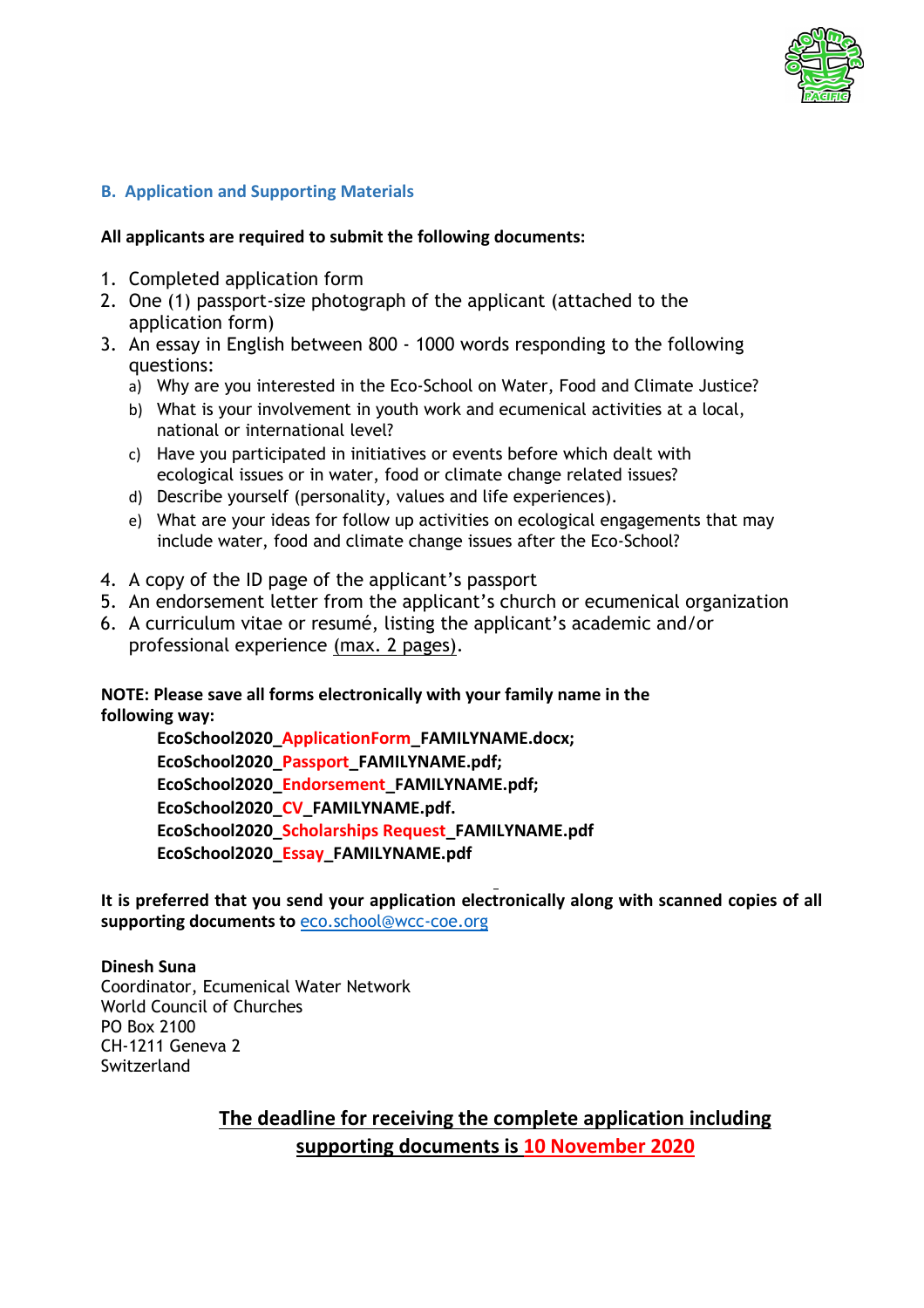### B. Application and Supporting Materials

**All applicants are required to submit the following documents:**

1. Completed application form
2. One (1) passport-size photograph of the applicant (attached to the application form)
3. An essay in English between 800 - 1000 words responding to the following questions:
   a) Why are you interested in the Eco-School on Water, Food and Climate Justice?
   b) What is your involvement in youth work and ecumenical activities at a local, national or international level?
   c) Have you participated in initiatives or events before which dealt with ecological issues or in water, food or climate change related issues?
   d) Describe yourself (personality, values and life experiences).
   e) What are your ideas for follow up activities on ecological engagements that may include water, food and climate change issues after the Eco-School?
4. A copy of the ID page of the applicant's passport
5. An endorsement letter from the applicant's church or ecumenical organization
6. A curriculum vitae or resumé, listing the applicant's academic and/or professional experience (max. 2 pages).

**NOTE: Please save all forms electronically with your family name in the following way:**

**EcoSchool2020_ApplicationForm_FAMILYNAME.docx;**
**EcoSchool2020_Passport_FAMILYNAME.pdf;**
**EcoSchool2020_Endorsement_FAMILYNAME.pdf;**
**EcoSchool2020_CV_FAMILYNAME.pdf.**
**EcoSchool2020_Scholarships Request_FAMILYNAME.pdf**
**EcoSchool2020_Essay_FAMILYNAME.pdf**

**It is preferred that you send your application electronically along with scanned copies of all supporting documents to** eco.school@wcc-coe.org

**Dinesh Suna**
Coordinator, Ecumenical Water Network
World Council of Churches
PO Box 2100
CH-1211 Geneva 2
Switzerland

**The deadline for receiving the complete application including supporting documents is 10 November 2020**